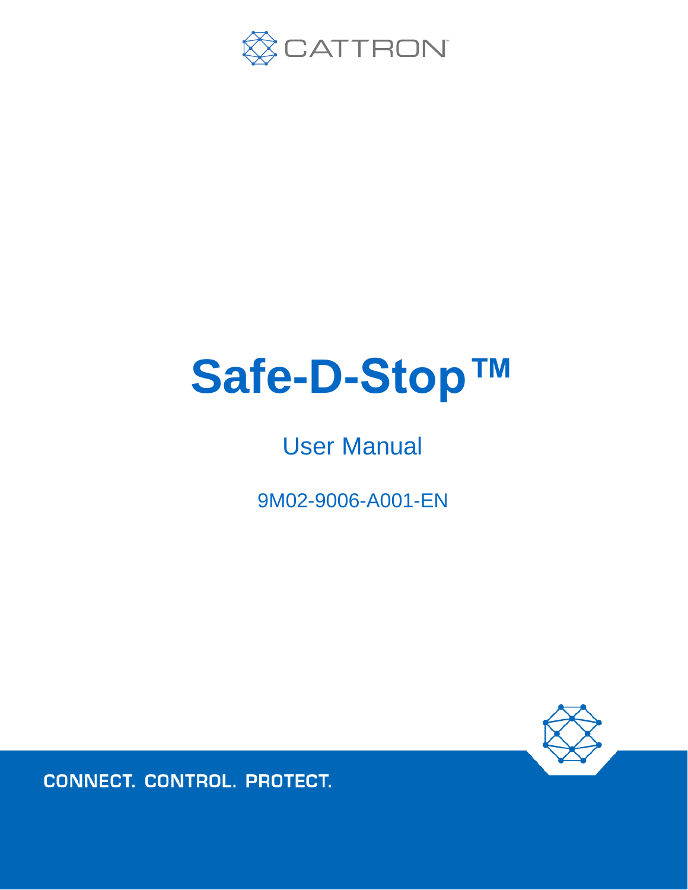CATTRON™

# Safe-D-Stop™

## User Manual

9M02-9006-A001-EN

CONNECT. CONTROL. PROTECT.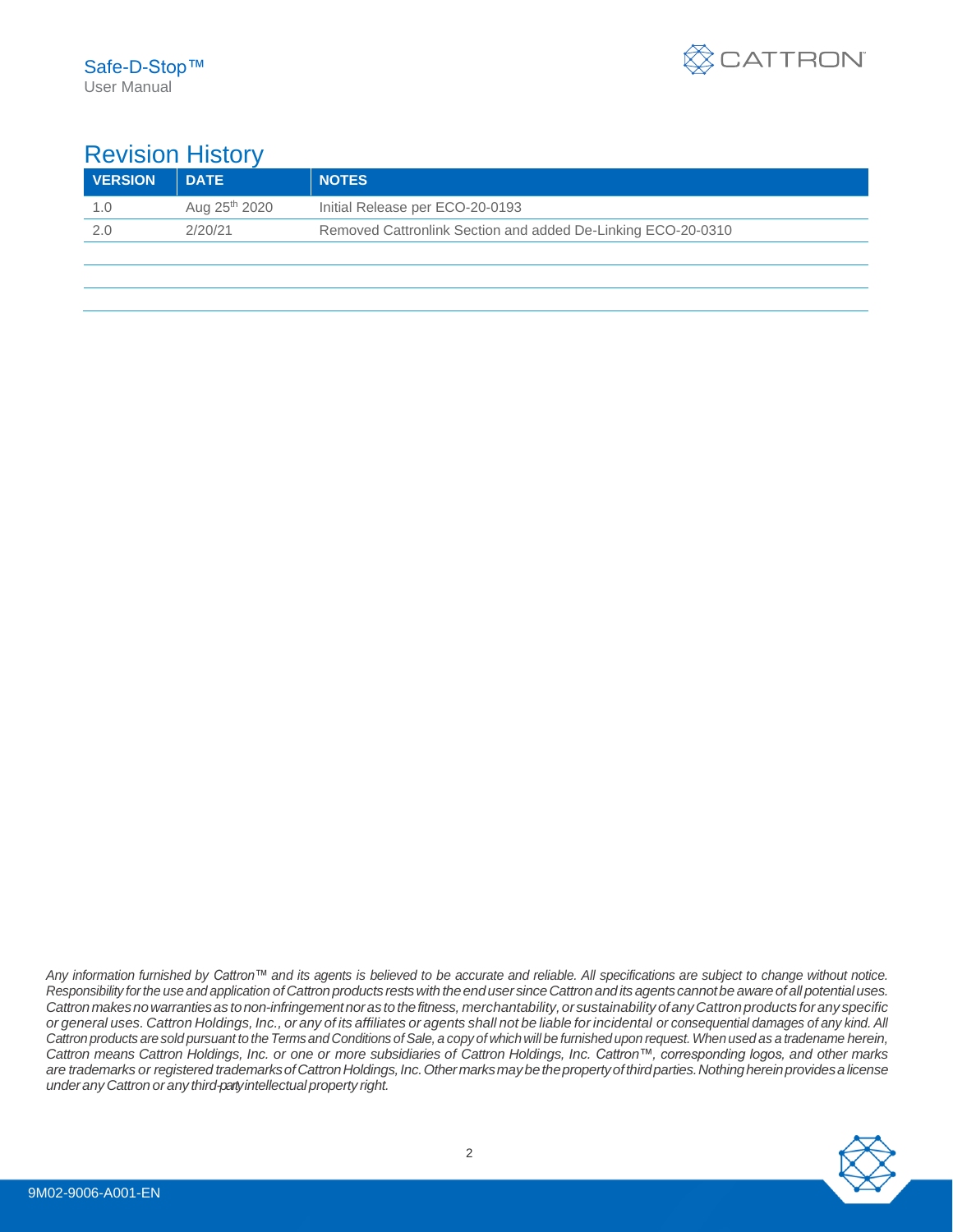# Revision History

| VERSION | DATE | NOTES |
| --- | --- | --- |
| 1.0 | Aug 25th 2020 | Initial Release per ECO-20-0193 |
| 2.0 | 2/20/21 | Removed Cattronlink Section and added De-Linking ECO-20-0310 |
| | | |
| | | |
| | | |

*Any information furnished by Cattron™ and its agents is believed to be accurate and reliable. All specifications are subject to change without notice. Responsibility for the use and application of Cattron products rests with the end user since Cattron and its agents cannot be aware of all potential uses. Cattron makes no warranties as to non-infringement nor as to the fitness, merchantability, or sustainability of any Cattron products for any specific or general uses. Cattron Holdings, Inc., or any of its affiliates or agents shall not be liable for incidental or consequential damages of any kind. All Cattron products are sold pursuant to the Terms and Conditions of Sale, a copy of which will be furnished upon request. When used as a tradename herein, Cattron means Cattron Holdings, Inc. or one or more subsidiaries of Cattron Holdings, Inc. Cattron™, corresponding logos, and other marks are trademarks or registered trademarks of Cattron Holdings, Inc. Other marks may be the property of third parties. Nothing herein provides a license under any Cattron or any third-party intellectual property right.*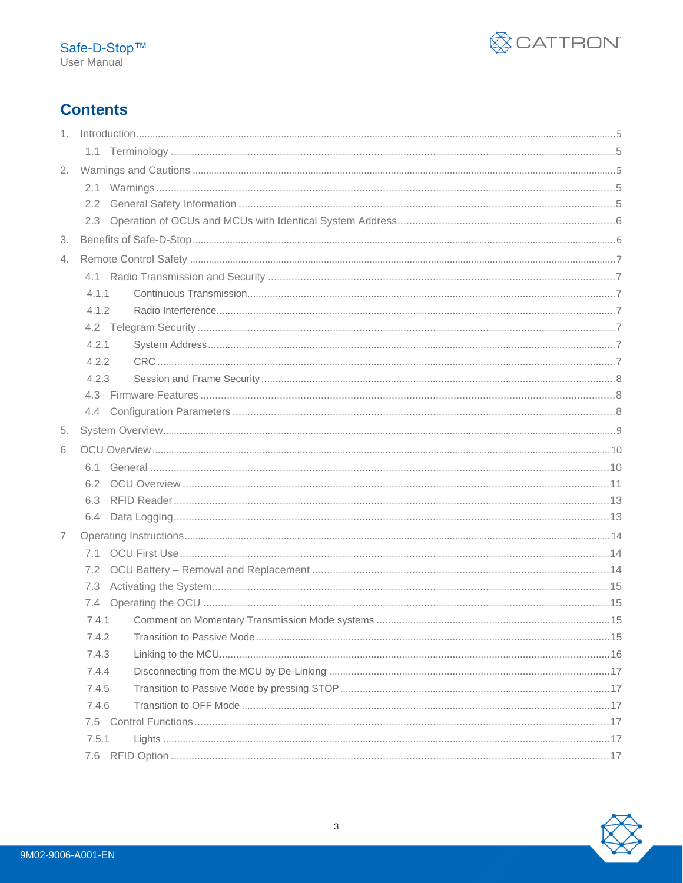# Contents

1. Introduction ..... 5
   - 1.1 Terminology ..... 5
2. Warnings and Cautions ..... 5
   - 2.1 Warnings ..... 5
   - 2.2 General Safety Information ..... 5
   - 2.3 Operation of OCUs and MCUs with Identical System Address ..... 6
3. Benefits of Safe-D-Stop ..... 6
4. Remote Control Safety ..... 7
   - 4.1 Radio Transmission and Security ..... 7
     - 4.1.1 Continuous Transmission ..... 7
     - 4.1.2 Radio Interference ..... 7
   - 4.2 Telegram Security ..... 7
     - 4.2.1 System Address ..... 7
     - 4.2.2 CRC ..... 7
     - 4.2.3 Session and Frame Security ..... 8
   - 4.3 Firmware Features ..... 8
   - 4.4 Configuration Parameters ..... 8
5. System Overview ..... 9
6. OCU Overview ..... 10
   - 6.1 General ..... 10
   - 6.2 OCU Overview ..... 11
   - 6.3 RFID Reader ..... 13
   - 6.4 Data Logging ..... 13
7. Operating Instructions ..... 14
   - 7.1 OCU First Use ..... 14
   - 7.2 OCU Battery – Removal and Replacement ..... 14
   - 7.3 Activating the System ..... 15
   - 7.4 Operating the OCU ..... 15
     - 7.4.1 Comment on Momentary Transmission Mode systems ..... 15
     - 7.4.2 Transition to Passive Mode ..... 15
     - 7.4.3 Linking to the MCU ..... 16
     - 7.4.4 Disconnecting from the MCU by De-Linking ..... 17
     - 7.4.5 Transition to Passive Mode by pressing STOP ..... 17
     - 7.4.6 Transition to OFF Mode ..... 17
   - 7.5 Control Functions ..... 17
     - 7.5.1 Lights ..... 17
   - 7.6 RFID Option ..... 17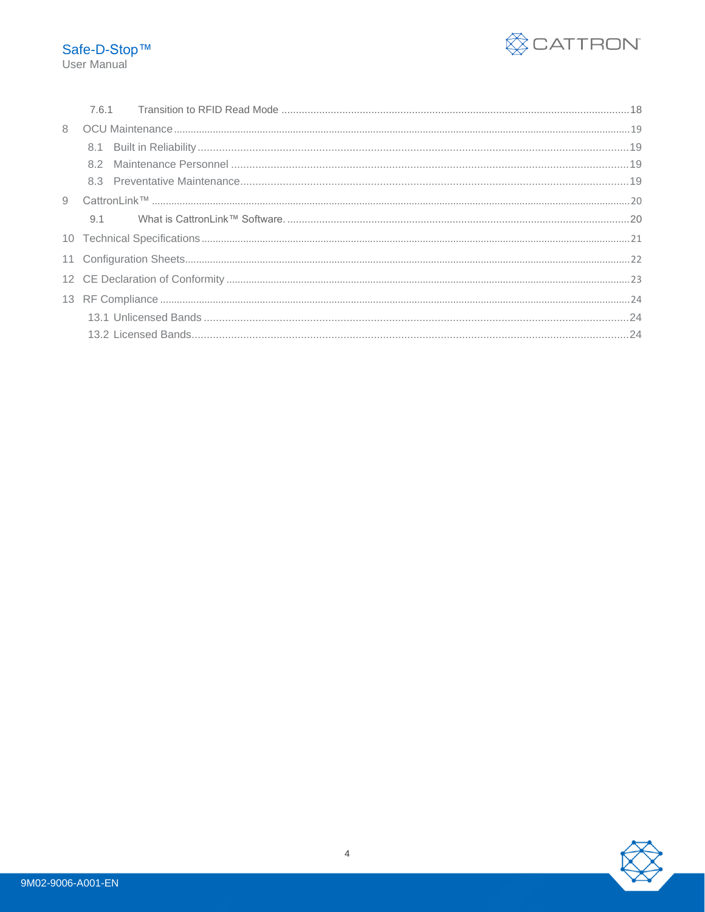7.6.1 Transition to RFID Read Mode ....................................................................................................................18

8 OCU Maintenance ........................................................................................................................................19

8.1 Built in Reliability ........................................................................................................................................19

8.2 Maintenance Personnel ..............................................................................................................................19

8.3 Preventative Maintenance...........................................................................................................................19

9 CattronLink™ ...............................................................................................................................................20

9.1 What is CattronLink™ Software. .................................................................................................................20

10 Technical Specifications ..............................................................................................................................21

11 Configuration Sheets....................................................................................................................................22

12 CE Declaration of Conformity ......................................................................................................................23

13 RF Compliance ............................................................................................................................................24

13.1 Unlicensed Bands .....................................................................................................................................24

13.2 Licensed Bands.........................................................................................................................................24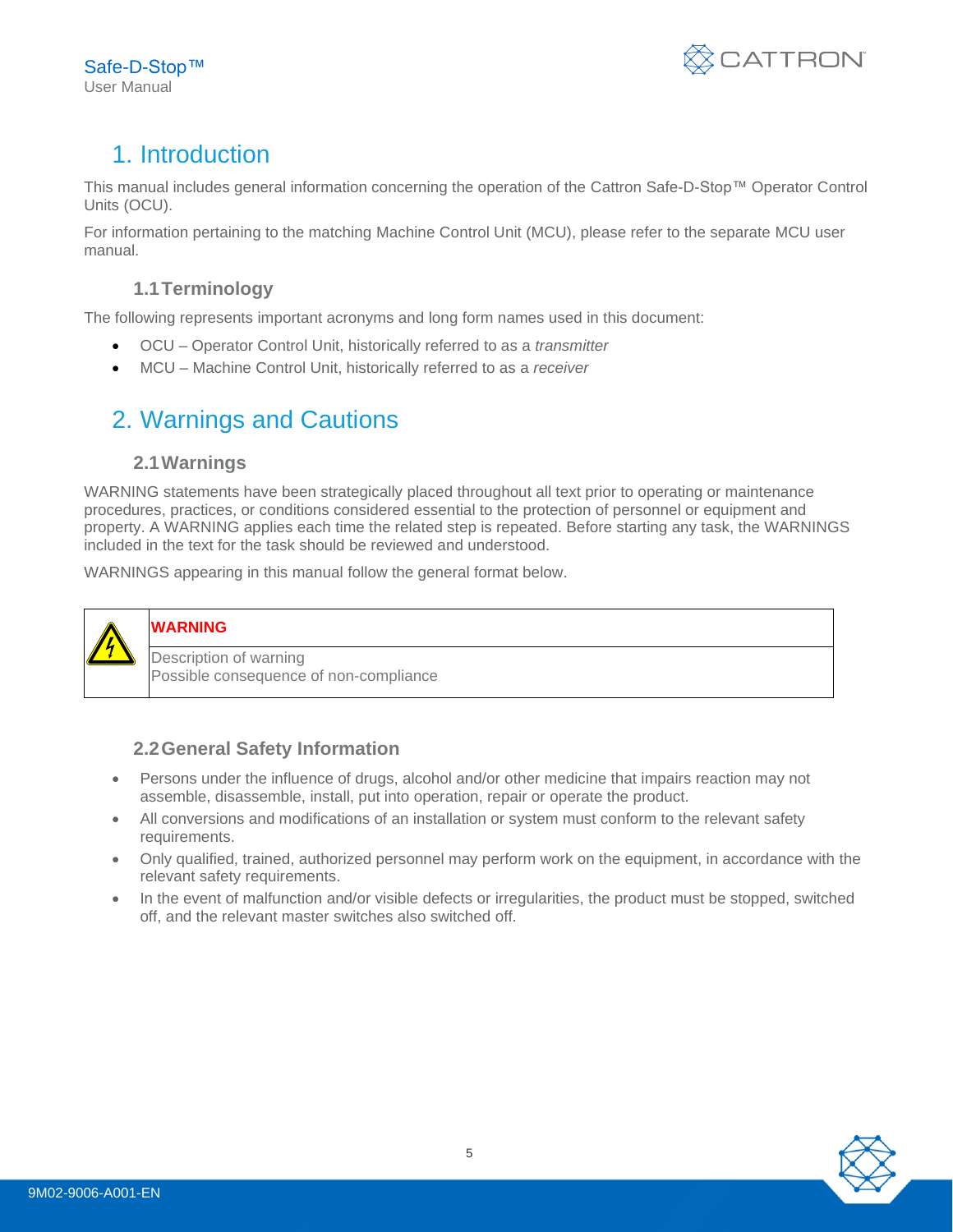# 1. Introduction

This manual includes general information concerning the operation of the Cattron Safe-D-Stop™ Operator Control Units (OCU).

For information pertaining to the matching Machine Control Unit (MCU), please refer to the separate MCU user manual.

## 1.1 Terminology

The following represents important acronyms and long form names used in this document:

- OCU – Operator Control Unit, historically referred to as a *transmitter*
- MCU – Machine Control Unit, historically referred to as a *receiver*

# 2. Warnings and Cautions

## 2.1 Warnings

WARNING statements have been strategically placed throughout all text prior to operating or maintenance procedures, practices, or conditions considered essential to the protection of personnel or equipment and property. A WARNING applies each time the related step is repeated. Before starting any task, the WARNINGS included in the text for the task should be reviewed and understood.

WARNINGS appearing in this manual follow the general format below.

| | **WARNING** |
|---|---|
| | Description of warning<br>Possible consequence of non-compliance |

## 2.2 General Safety Information

- Persons under the influence of drugs, alcohol and/or other medicine that impairs reaction may not assemble, disassemble, install, put into operation, repair or operate the product.
- All conversions and modifications of an installation or system must conform to the relevant safety requirements.
- Only qualified, trained, authorized personnel may perform work on the equipment, in accordance with the relevant safety requirements.
- In the event of malfunction and/or visible defects or irregularities, the product must be stopped, switched off, and the relevant master switches also switched off.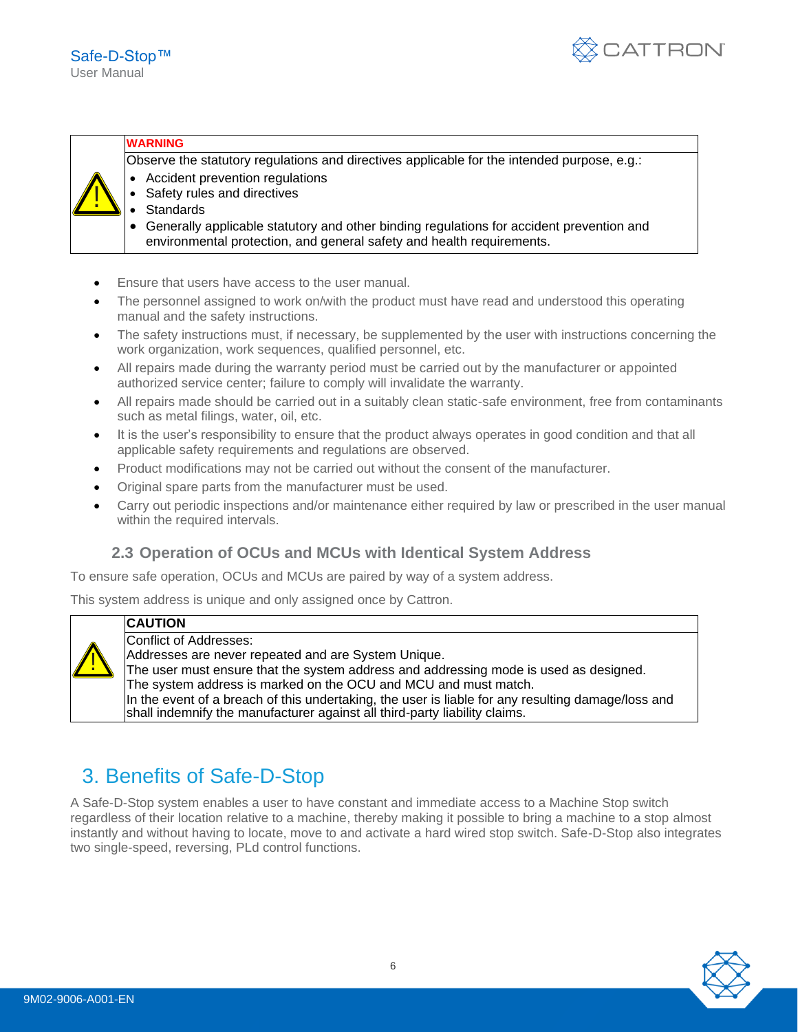| | WARNING |
|---|---|
| ⚠ | Observe the statutory regulations and directives applicable for the intended purpose, e.g.:<br>• Accident prevention regulations<br>• Safety rules and directives<br>• Standards<br>• Generally applicable statutory and other binding regulations for accident prevention and environmental protection, and general safety and health requirements. |

- Ensure that users have access to the user manual.
- The personnel assigned to work on/with the product must have read and understood this operating manual and the safety instructions.
- The safety instructions must, if necessary, be supplemented by the user with instructions concerning the work organization, work sequences, qualified personnel, etc.
- All repairs made during the warranty period must be carried out by the manufacturer or appointed authorized service center; failure to comply will invalidate the warranty.
- All repairs made should be carried out in a suitably clean static-safe environment, free from contaminants such as metal filings, water, oil, etc.
- It is the user's responsibility to ensure that the product always operates in good condition and that all applicable safety requirements and regulations are observed.
- Product modifications may not be carried out without the consent of the manufacturer.
- Original spare parts from the manufacturer must be used.
- Carry out periodic inspections and/or maintenance either required by law or prescribed in the user manual within the required intervals.

### 2.3 Operation of OCUs and MCUs with Identical System Address

To ensure safe operation, OCUs and MCUs are paired by way of a system address.

This system address is unique and only assigned once by Cattron.

| | CAUTION |
|---|---|
| ⚠ | Conflict of Addresses:<br>Addresses are never repeated and are System Unique.<br>The user must ensure that the system address and addressing mode is used as designed.<br>The system address is marked on the OCU and MCU and must match.<br>In the event of a breach of this undertaking, the user is liable for any resulting damage/loss and shall indemnify the manufacturer against all third-party liability claims. |

## 3. Benefits of Safe-D-Stop

A Safe-D-Stop system enables a user to have constant and immediate access to a Machine Stop switch regardless of their location relative to a machine, thereby making it possible to bring a machine to a stop almost instantly and without having to locate, move to and activate a hard wired stop switch. Safe-D-Stop also integrates two single-speed, reversing, PLd control functions.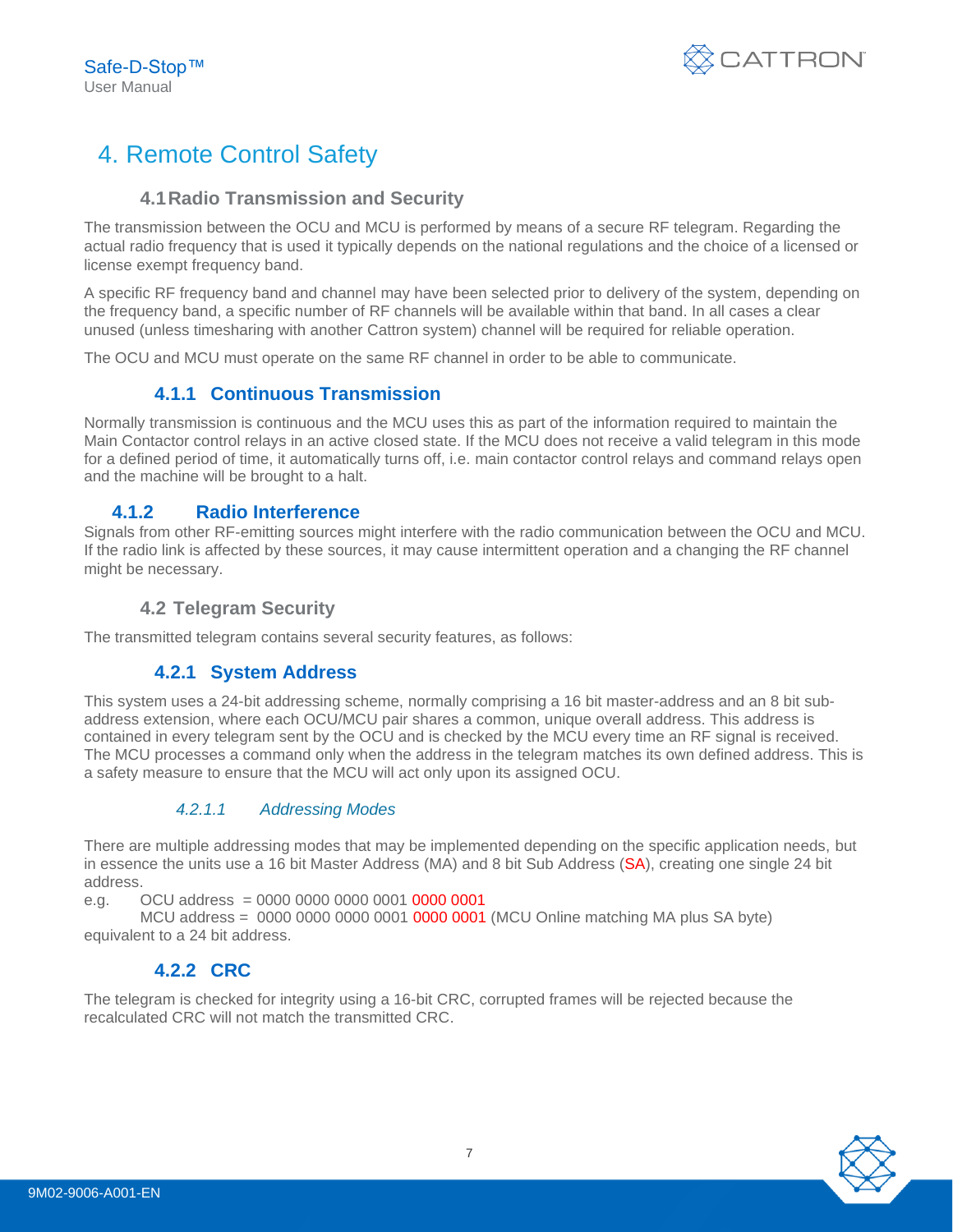# 4. Remote Control Safety

## 4.1 Radio Transmission and Security

The transmission between the OCU and MCU is performed by means of a secure RF telegram. Regarding the actual radio frequency that is used it typically depends on the national regulations and the choice of a licensed or license exempt frequency band.

A specific RF frequency band and channel may have been selected prior to delivery of the system, depending on the frequency band, a specific number of RF channels will be available within that band. In all cases a clear unused (unless timesharing with another Cattron system) channel will be required for reliable operation.

The OCU and MCU must operate on the same RF channel in order to be able to communicate.

### 4.1.1 Continuous Transmission

Normally transmission is continuous and the MCU uses this as part of the information required to maintain the Main Contactor control relays in an active closed state. If the MCU does not receive a valid telegram in this mode for a defined period of time, it automatically turns off, i.e. main contactor control relays and command relays open and the machine will be brought to a halt.

### 4.1.2 Radio Interference

Signals from other RF-emitting sources might interfere with the radio communication between the OCU and MCU. If the radio link is affected by these sources, it may cause intermittent operation and a changing the RF channel might be necessary.

## 4.2 Telegram Security

The transmitted telegram contains several security features, as follows:

### 4.2.1 System Address

This system uses a 24-bit addressing scheme, normally comprising a 16 bit master-address and an 8 bit sub-address extension, where each OCU/MCU pair shares a common, unique overall address. This address is contained in every telegram sent by the OCU and is checked by the MCU every time an RF signal is received. The MCU processes a command only when the address in the telegram matches its own defined address. This is a safety measure to ensure that the MCU will act only upon its assigned OCU.

#### *4.2.1.1 Addressing Modes*

There are multiple addressing modes that may be implemented depending on the specific application needs, but in essence the units use a 16 bit Master Address (MA) and 8 bit Sub Address (SA), creating one single 24 bit address.

e.g. OCU address = 0000 0000 0000 0001 0000 0001
MCU address = 0000 0000 0000 0001 0000 0001 (MCU Online matching MA plus SA byte) equivalent to a 24 bit address.

### 4.2.2 CRC

The telegram is checked for integrity using a 16-bit CRC, corrupted frames will be rejected because the recalculated CRC will not match the transmitted CRC.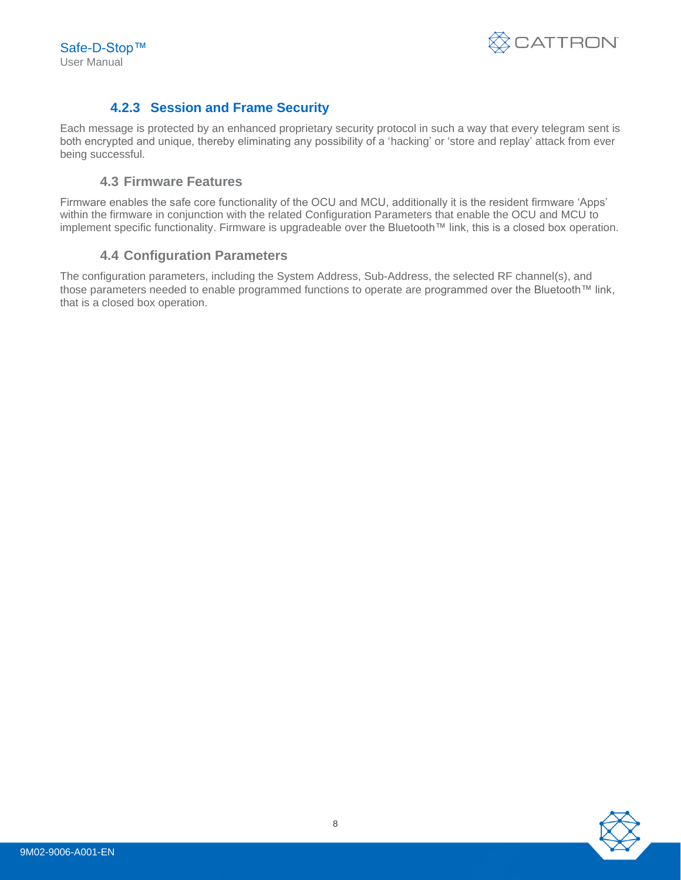#### 4.2.3 Session and Frame Security

Each message is protected by an enhanced proprietary security protocol in such a way that every telegram sent is both encrypted and unique, thereby eliminating any possibility of a 'hacking' or 'store and replay' attack from ever being successful.

### 4.3 Firmware Features

Firmware enables the safe core functionality of the OCU and MCU, additionally it is the resident firmware 'Apps' within the firmware in conjunction with the related Configuration Parameters that enable the OCU and MCU to implement specific functionality. Firmware is upgradeable over the Bluetooth™ link, this is a closed box operation.

### 4.4 Configuration Parameters

The configuration parameters, including the System Address, Sub-Address, the selected RF channel(s), and those parameters needed to enable programmed functions to operate are programmed over the Bluetooth™ link, that is a closed box operation.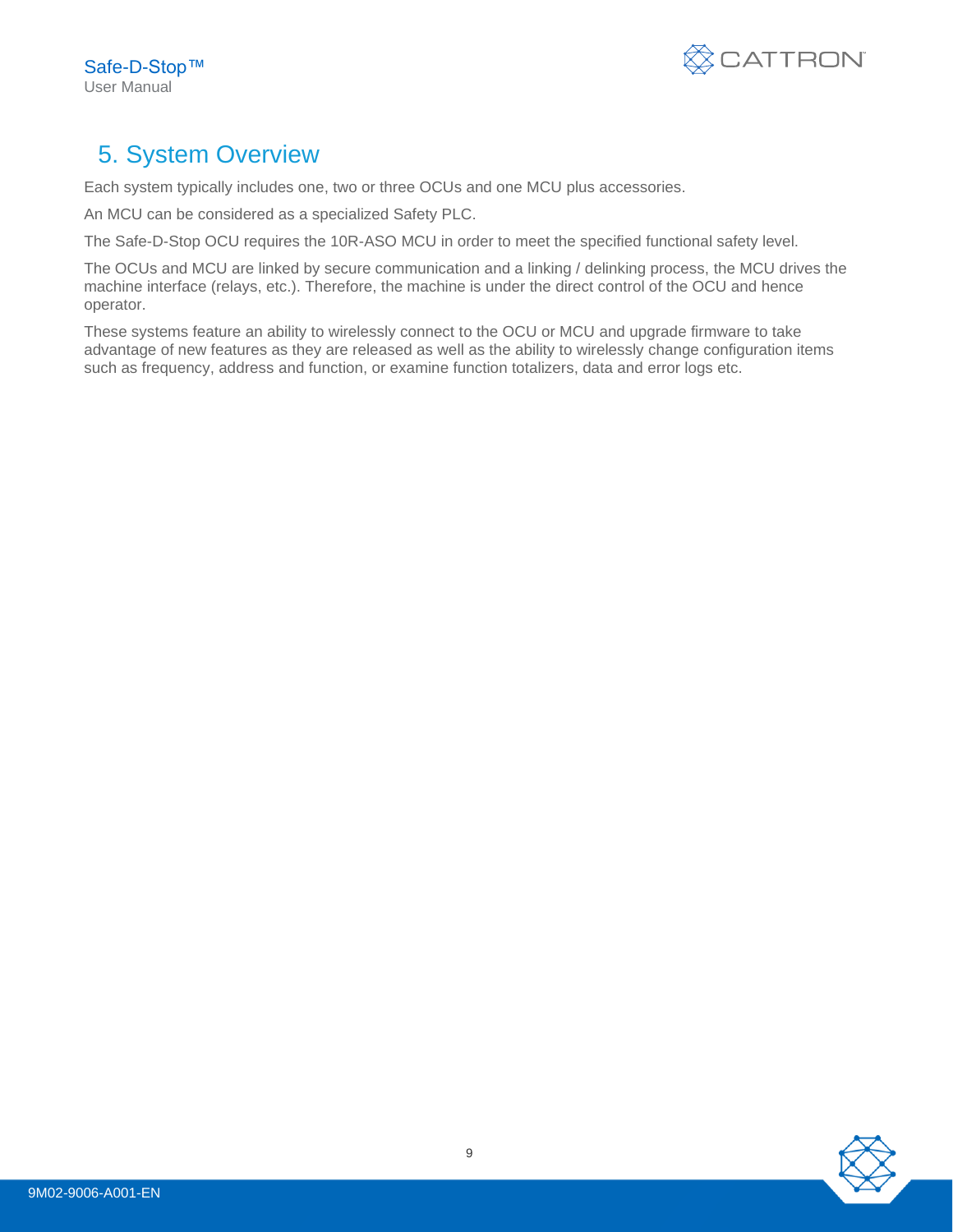# 5. System Overview

Each system typically includes one, two or three OCUs and one MCU plus accessories.

An MCU can be considered as a specialized Safety PLC.

The Safe-D-Stop OCU requires the 10R-ASO MCU in order to meet the specified functional safety level.

The OCUs and MCU are linked by secure communication and a linking / delinking process, the MCU drives the machine interface (relays, etc.). Therefore, the machine is under the direct control of the OCU and hence operator.

These systems feature an ability to wirelessly connect to the OCU or MCU and upgrade firmware to take advantage of new features as they are released as well as the ability to wirelessly change configuration items such as frequency, address and function, or examine function totalizers, data and error logs etc.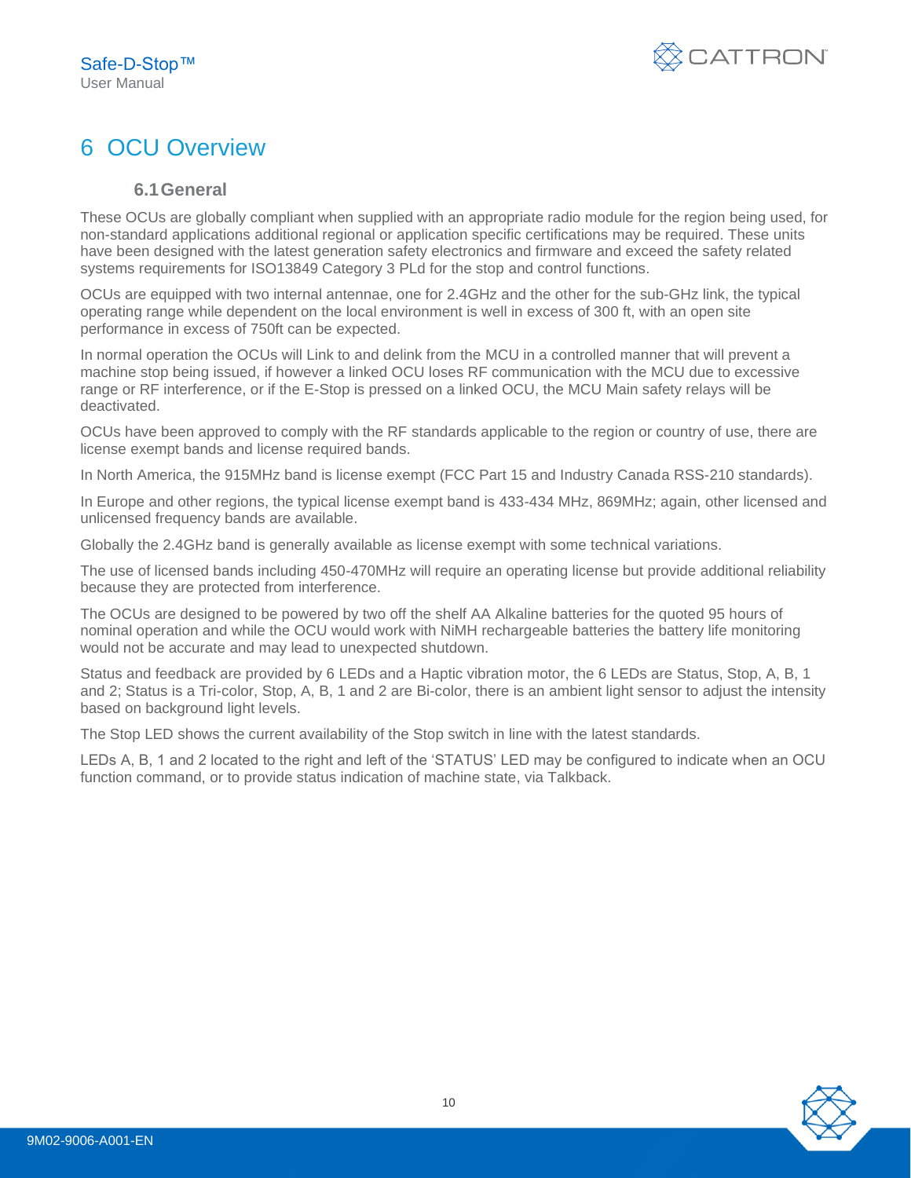# 6 OCU Overview

## 6.1 General

These OCUs are globally compliant when supplied with an appropriate radio module for the region being used, for non-standard applications additional regional or application specific certifications may be required. These units have been designed with the latest generation safety electronics and firmware and exceed the safety related systems requirements for ISO13849 Category 3 PLd for the stop and control functions.

OCUs are equipped with two internal antennae, one for 2.4GHz and the other for the sub-GHz link, the typical operating range while dependent on the local environment is well in excess of 300 ft, with an open site performance in excess of 750ft can be expected.

In normal operation the OCUs will Link to and delink from the MCU in a controlled manner that will prevent a machine stop being issued, if however a linked OCU loses RF communication with the MCU due to excessive range or RF interference, or if the E-Stop is pressed on a linked OCU, the MCU Main safety relays will be deactivated.

OCUs have been approved to comply with the RF standards applicable to the region or country of use, there are license exempt bands and license required bands.

In North America, the 915MHz band is license exempt (FCC Part 15 and Industry Canada RSS-210 standards).

In Europe and other regions, the typical license exempt band is 433-434 MHz, 869MHz; again, other licensed and unlicensed frequency bands are available.

Globally the 2.4GHz band is generally available as license exempt with some technical variations.

The use of licensed bands including 450-470MHz will require an operating license but provide additional reliability because they are protected from interference.

The OCUs are designed to be powered by two off the shelf AA Alkaline batteries for the quoted 95 hours of nominal operation and while the OCU would work with NiMH rechargeable batteries the battery life monitoring would not be accurate and may lead to unexpected shutdown.

Status and feedback are provided by 6 LEDs and a Haptic vibration motor, the 6 LEDs are Status, Stop, A, B, 1 and 2; Status is a Tri-color, Stop, A, B, 1 and 2 are Bi-color, there is an ambient light sensor to adjust the intensity based on background light levels.

The Stop LED shows the current availability of the Stop switch in line with the latest standards.

LEDs A, B, 1 and 2 located to the right and left of the 'STATUS' LED may be configured to indicate when an OCU function command, or to provide status indication of machine state, via Talkback.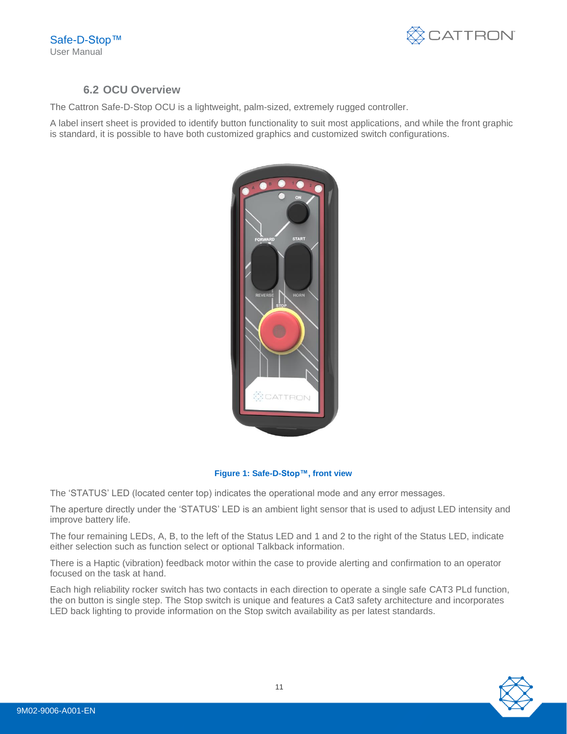## 6.2 OCU Overview

The Cattron Safe-D-Stop OCU is a lightweight, palm-sized, extremely rugged controller.

A label insert sheet is provided to identify button functionality to suit most applications, and while the front graphic is standard, it is possible to have both customized graphics and customized switch configurations.

**Figure 1: Safe-D-Stop™, front view**

The 'STATUS' LED (located center top) indicates the operational mode and any error messages.

The aperture directly under the 'STATUS' LED is an ambient light sensor that is used to adjust LED intensity and improve battery life.

The four remaining LEDs, A, B, to the left of the Status LED and 1 and 2 to the right of the Status LED, indicate either selection such as function select or optional Talkback information.

There is a Haptic (vibration) feedback motor within the case to provide alerting and confirmation to an operator focused on the task at hand.

Each high reliability rocker switch has two contacts in each direction to operate a single safe CAT3 PLd function, the on button is single step. The Stop switch is unique and features a Cat3 safety architecture and incorporates LED back lighting to provide information on the Stop switch availability as per latest standards.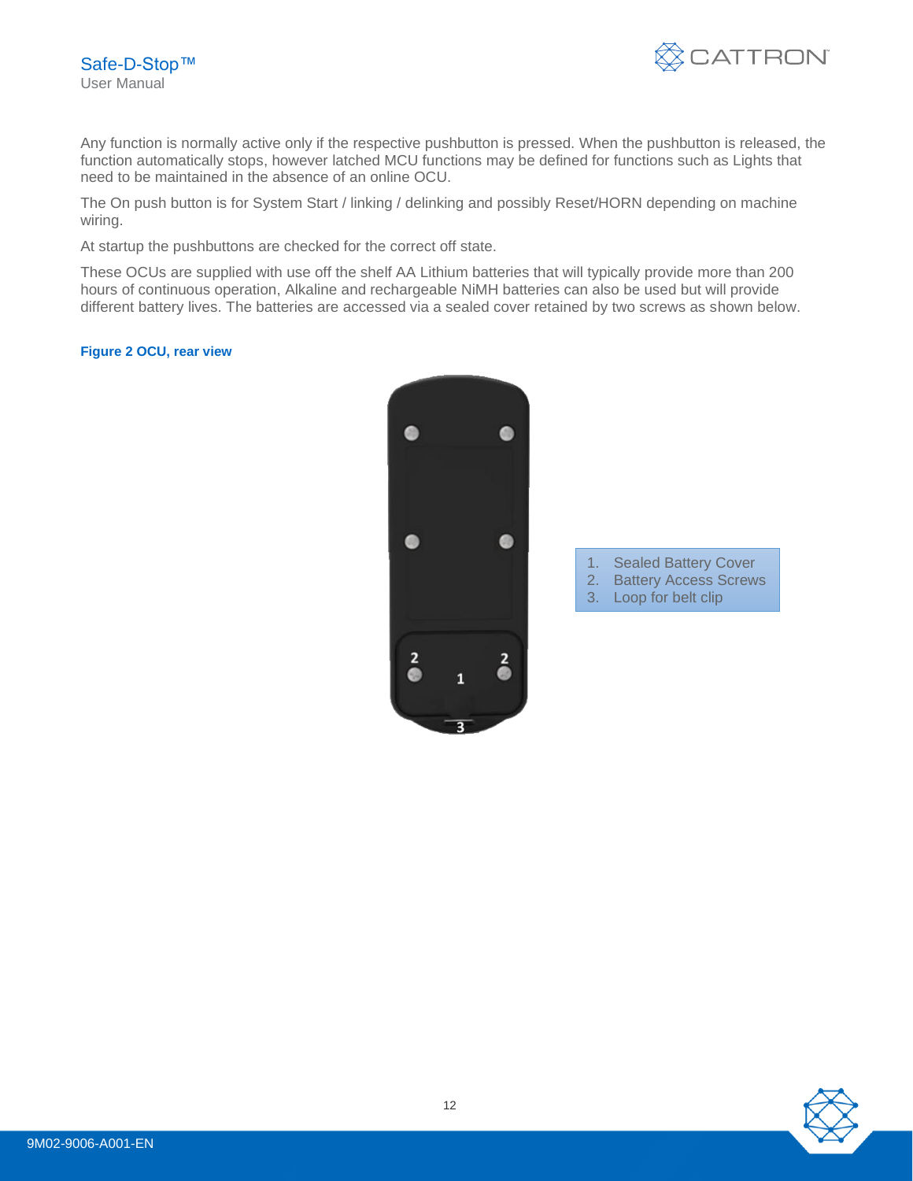Any function is normally active only if the respective pushbutton is pressed. When the pushbutton is released, the function automatically stops, however latched MCU functions may be defined for functions such as Lights that need to be maintained in the absence of an online OCU.

The On push button is for System Start / linking / delinking and possibly Reset/HORN depending on machine wiring.

At startup the pushbuttons are checked for the correct off state.

These OCUs are supplied with use off the shelf AA Lithium batteries that will typically provide more than 200 hours of continuous operation, Alkaline and rechargeable NiMH batteries can also be used but will provide different battery lives. The batteries are accessed via a sealed cover retained by two screws as shown below.

**Figure 2 OCU, rear view**

1. Sealed Battery Cover
2. Battery Access Screws
3. Loop for belt clip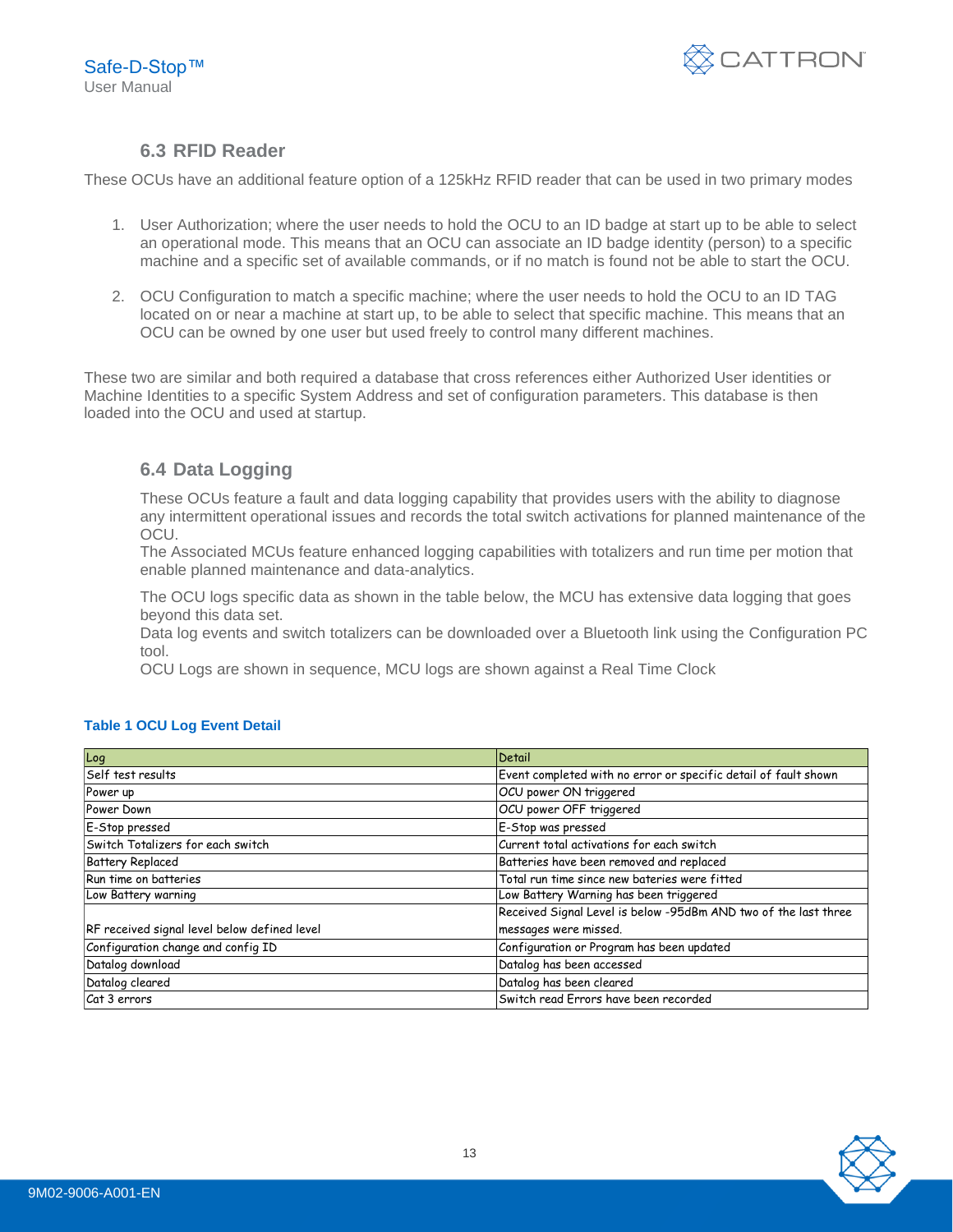## 6.3 RFID Reader

These OCUs have an additional feature option of a 125kHz RFID reader that can be used in two primary modes

1. User Authorization; where the user needs to hold the OCU to an ID badge at start up to be able to select an operational mode. This means that an OCU can associate an ID badge identity (person) to a specific machine and a specific set of available commands, or if no match is found not be able to start the OCU.

2. OCU Configuration to match a specific machine; where the user needs to hold the OCU to an ID TAG located on or near a machine at start up, to be able to select that specific machine. This means that an OCU can be owned by one user but used freely to control many different machines.

These two are similar and both required a database that cross references either Authorized User identities or Machine Identities to a specific System Address and set of configuration parameters. This database is then loaded into the OCU and used at startup.

## 6.4 Data Logging

These OCUs feature a fault and data logging capability that provides users with the ability to diagnose any intermittent operational issues and records the total switch activations for planned maintenance of the OCU.
The Associated MCUs feature enhanced logging capabilities with totalizers and run time per motion that enable planned maintenance and data-analytics.

The OCU logs specific data as shown in the table below, the MCU has extensive data logging that goes beyond this data set.
Data log events and switch totalizers can be downloaded over a Bluetooth link using the Configuration PC tool.
OCU Logs are shown in sequence, MCU logs are shown against a Real Time Clock

**Table 1 OCU Log Event Detail**

| Log | Detail |
|---|---|
| Self test results | Event completed with no error or specific detail of fault shown |
| Power up | OCU power ON triggered |
| Power Down | OCU power OFF triggered |
| E-Stop pressed | E-Stop was pressed |
| Switch Totalizers for each switch | Current total activations for each switch |
| Battery Replaced | Batteries have been removed and replaced |
| Run time on batteries | Total run time since new bateries were fitted |
| Low Battery warning | Low Battery Warning has been triggered |
| RF received signal level below defined level | Received Signal Level is below -95dBm AND two of the last three messages were missed. |
| Configuration change and config ID | Configuration or Program has been updated |
| Datalog download | Datalog has been accessed |
| Datalog cleared | Datalog has been cleared |
| Cat 3 errors | Switch read Errors have been recorded |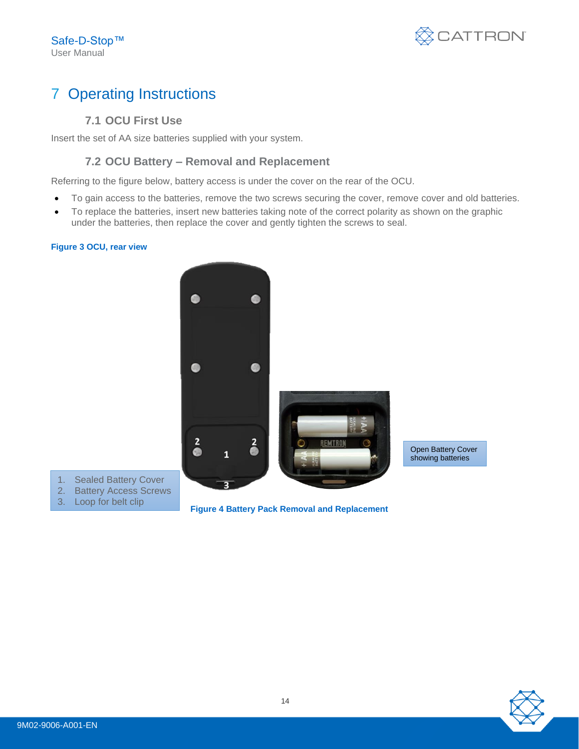# 7 Operating Instructions

## 7.1 OCU First Use

Insert the set of AA size batteries supplied with your system.

## 7.2 OCU Battery – Removal and Replacement

Referring to the figure below, battery access is under the cover on the rear of the OCU.

- To gain access to the batteries, remove the two screws securing the cover, remove cover and old batteries.
- To replace the batteries, insert new batteries taking note of the correct polarity as shown on the graphic under the batteries, then replace the cover and gently tighten the screws to seal.

**Figure 3 OCU, rear view**

1. Sealed Battery Cover
2. Battery Access Screws
3. Loop for belt clip

Open Battery Cover showing batteries

**Figure 4 Battery Pack Removal and Replacement**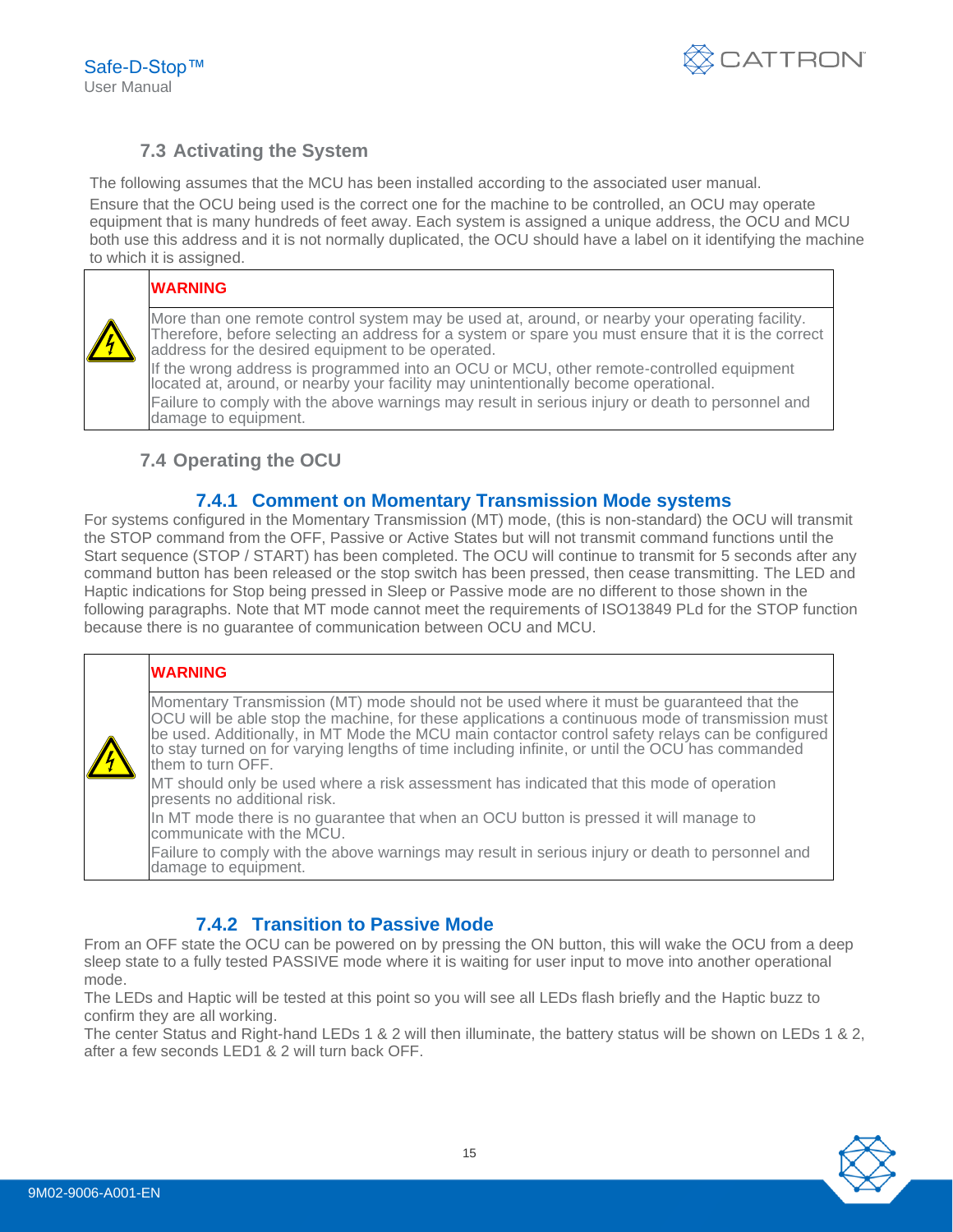## 7.3 Activating the System

The following assumes that the MCU has been installed according to the associated user manual.

Ensure that the OCU being used is the correct one for the machine to be controlled, an OCU may operate equipment that is many hundreds of feet away. Each system is assigned a unique address, the OCU and MCU both use this address and it is not normally duplicated, the OCU should have a label on it identifying the machine to which it is assigned.

| | **WARNING** |
|---|---|
| | More than one remote control system may be used at, around, or nearby your operating facility. Therefore, before selecting an address for a system or spare you must ensure that it is the correct address for the desired equipment to be operated.<br>If the wrong address is programmed into an OCU or MCU, other remote-controlled equipment located at, around, or nearby your facility may unintentionally become operational.<br>Failure to comply with the above warnings may result in serious injury or death to personnel and damage to equipment. |

## 7.4 Operating the OCU

### 7.4.1 Comment on Momentary Transmission Mode systems

For systems configured in the Momentary Transmission (MT) mode, (this is non-standard) the OCU will transmit the STOP command from the OFF, Passive or Active States but will not transmit command functions until the Start sequence (STOP / START) has been completed. The OCU will continue to transmit for 5 seconds after any command button has been released or the stop switch has been pressed, then cease transmitting. The LED and Haptic indications for Stop being pressed in Sleep or Passive mode are no different to those shown in the following paragraphs. Note that MT mode cannot meet the requirements of ISO13849 PLd for the STOP function because there is no guarantee of communication between OCU and MCU.

| | **WARNING** |
|---|---|
| | Momentary Transmission (MT) mode should not be used where it must be guaranteed that the OCU will be able stop the machine, for these applications a continuous mode of transmission must be used. Additionally, in MT Mode the MCU main contactor control safety relays can be configured to stay turned on for varying lengths of time including infinite, or until the OCU has commanded them to turn OFF.<br>MT should only be used where a risk assessment has indicated that this mode of operation presents no additional risk.<br>In MT mode there is no guarantee that when an OCU button is pressed it will manage to communicate with the MCU.<br>Failure to comply with the above warnings may result in serious injury or death to personnel and damage to equipment. |

### 7.4.2 Transition to Passive Mode

From an OFF state the OCU can be powered on by pressing the ON button, this will wake the OCU from a deep sleep state to a fully tested PASSIVE mode where it is waiting for user input to move into another operational mode.

The LEDs and Haptic will be tested at this point so you will see all LEDs flash briefly and the Haptic buzz to confirm they are all working.

The center Status and Right-hand LEDs 1 & 2 will then illuminate, the battery status will be shown on LEDs 1 & 2, after a few seconds LED1 & 2 will turn back OFF.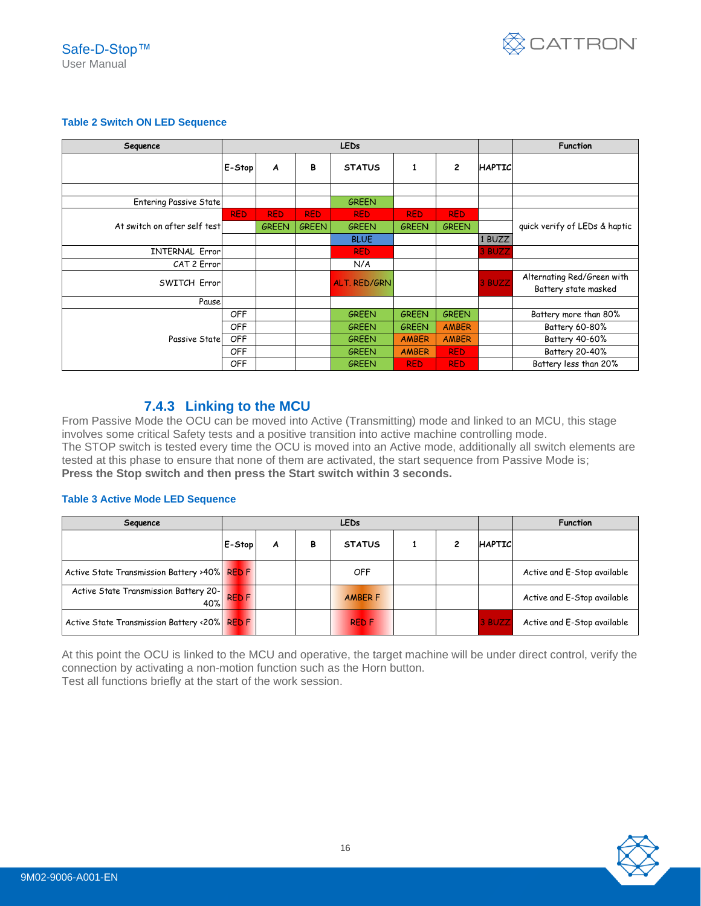**Table 2 Switch ON LED Sequence**

| Sequence | LEDs | | | | | | | Function |
|---|---|---|---|---|---|---|---|---|
| | E-Stop | A | B | STATUS | 1 | 2 | HAPTIC | |
| | | | | | | | | |
| Entering Passive State | | | | GREEN | | | | |
| At switch on after self test | RED | RED | RED | RED | RED | RED | | quick verify of LEDs & haptic |
| | | GREEN | GREEN | GREEN | GREEN | GREEN | | |
| | | | | BLUE | | | 1 BUZZ | |
| INTERNAL Error | | | | RED | | | 3 BUZZ | |
| CAT 2 Error | | | | N/A | | | | |
| SWITCH Error | | | | ALT. RED/GRN | | | 3 BUZZ | Alternating Red/Green with Battery state masked |
| Pause | | | | | | | | |
| Passive State | OFF | | | GREEN | GREEN | GREEN | | Battery more than 80% |
| | OFF | | | GREEN | GREEN | AMBER | | Battery 60-80% |
| | OFF | | | GREEN | AMBER | AMBER | | Battery 40-60% |
| | OFF | | | GREEN | AMBER | RED | | Battery 20-40% |
| | OFF | | | GREEN | RED | RED | | Battery less than 20% |

### 7.4.3 Linking to the MCU

From Passive Mode the OCU can be moved into Active (Transmitting) mode and linked to an MCU, this stage involves some critical Safety tests and a positive transition into active machine controlling mode.
The STOP switch is tested every time the OCU is moved into an Active mode, additionally all switch elements are tested at this phase to ensure that none of them are activated, the start sequence from Passive Mode is;
**Press the Stop switch and then press the Start switch within 3 seconds.**

**Table 3 Active Mode LED Sequence**

| Sequence | LEDs | | | | | | | Function |
|---|---|---|---|---|---|---|---|---|
| | E-Stop | A | B | STATUS | 1 | 2 | HAPTIC | |
| Active State Transmission Battery >40% | RED F | | | OFF | | | | Active and E-Stop available |
| Active State Transmission Battery 20-40% | RED F | | | AMBER F | | | | Active and E-Stop available |
| Active State Transmission Battery <20% | RED F | | | RED F | | | 3 BUZZ | Active and E-Stop available |

At this point the OCU is linked to the MCU and operative, the target machine will be under direct control, verify the connection by activating a non-motion function such as the Horn button.
Test all functions briefly at the start of the work session.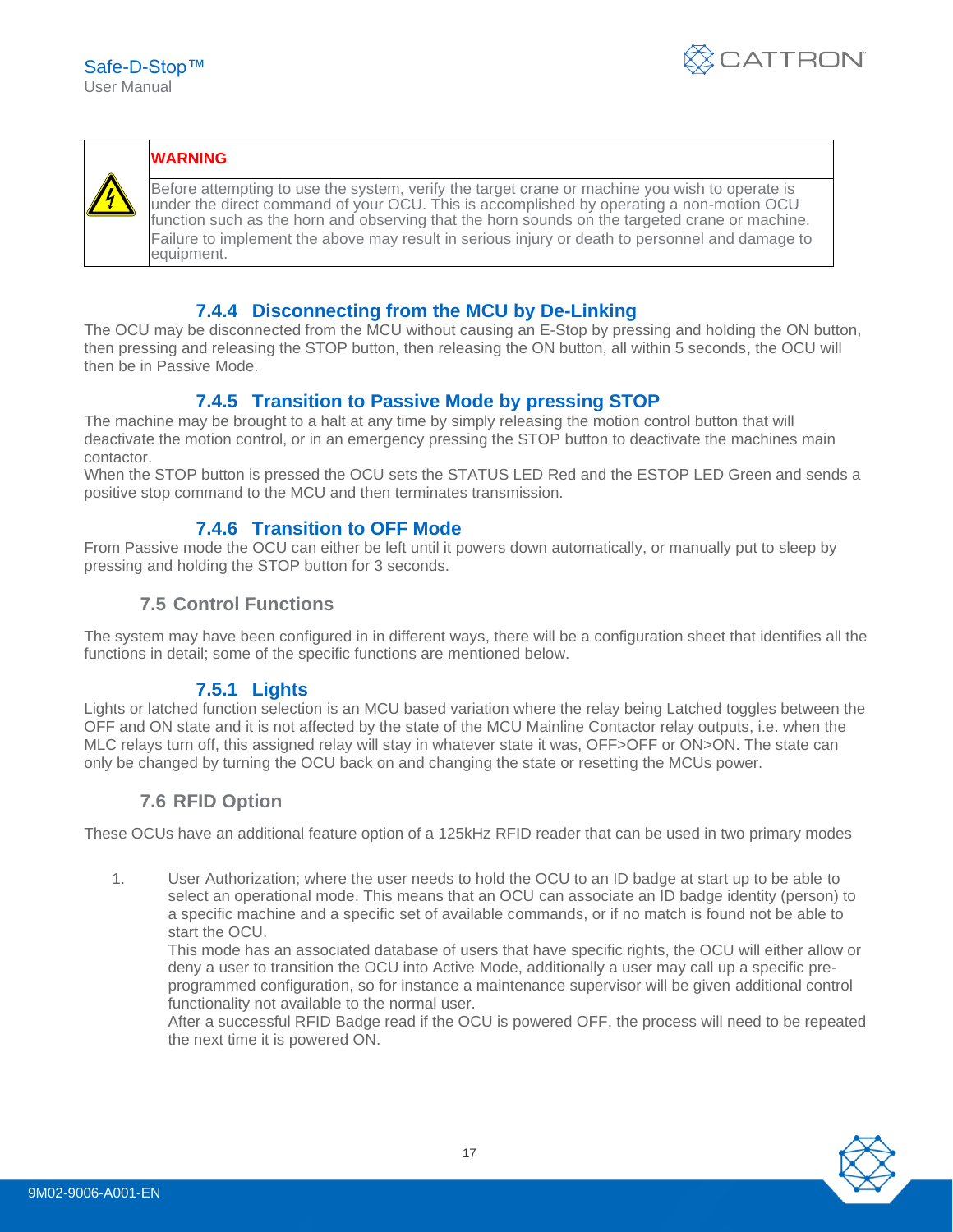| | WARNING |
|---|---|
| | Before attempting to use the system, verify the target crane or machine you wish to operate is under the direct command of your OCU. This is accomplished by operating a non-motion OCU function such as the horn and observing that the horn sounds on the targeted crane or machine. Failure to implement the above may result in serious injury or death to personnel and damage to equipment. |

### 7.4.4 Disconnecting from the MCU by De-Linking

The OCU may be disconnected from the MCU without causing an E-Stop by pressing and holding the ON button, then pressing and releasing the STOP button, then releasing the ON button, all within 5 seconds, the OCU will then be in Passive Mode.

### 7.4.5 Transition to Passive Mode by pressing STOP

The machine may be brought to a halt at any time by simply releasing the motion control button that will deactivate the motion control, or in an emergency pressing the STOP button to deactivate the machines main contactor.

When the STOP button is pressed the OCU sets the STATUS LED Red and the ESTOP LED Green and sends a positive stop command to the MCU and then terminates transmission.

### 7.4.6 Transition to OFF Mode

From Passive mode the OCU can either be left until it powers down automatically, or manually put to sleep by pressing and holding the STOP button for 3 seconds.

## 7.5 Control Functions

The system may have been configured in in different ways, there will be a configuration sheet that identifies all the functions in detail; some of the specific functions are mentioned below.

### 7.5.1 Lights

Lights or latched function selection is an MCU based variation where the relay being Latched toggles between the OFF and ON state and it is not affected by the state of the MCU Mainline Contactor relay outputs, i.e. when the MLC relays turn off, this assigned relay will stay in whatever state it was, OFF>OFF or ON>ON. The state can only be changed by turning the OCU back on and changing the state or resetting the MCUs power.

## 7.6 RFID Option

These OCUs have an additional feature option of a 125kHz RFID reader that can be used in two primary modes

1. User Authorization; where the user needs to hold the OCU to an ID badge at start up to be able to select an operational mode. This means that an OCU can associate an ID badge identity (person) to a specific machine and a specific set of available commands, or if no match is found not be able to start the OCU.
   
   This mode has an associated database of users that have specific rights, the OCU will either allow or deny a user to transition the OCU into Active Mode, additionally a user may call up a specific pre-programmed configuration, so for instance a maintenance supervisor will be given additional control functionality not available to the normal user.
   
   After a successful RFID Badge read if the OCU is powered OFF, the process will need to be repeated the next time it is powered ON.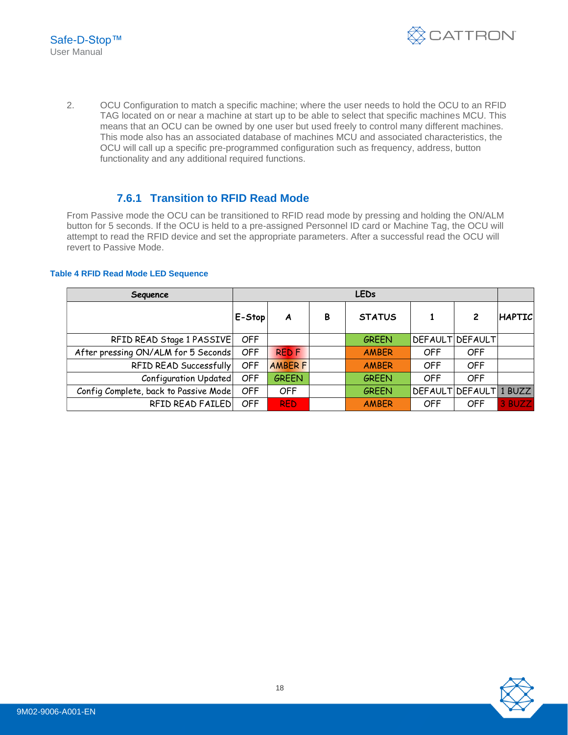2. OCU Configuration to match a specific machine; where the user needs to hold the OCU to an RFID TAG located on or near a machine at start up to be able to select that specific machines MCU. This means that an OCU can be owned by one user but used freely to control many different machines. This mode also has an associated database of machines MCU and associated characteristics, the OCU will call up a specific pre-programmed configuration such as frequency, address, button functionality and any additional required functions.

### 7.6.1 Transition to RFID Read Mode

From Passive mode the OCU can be transitioned to RFID read mode by pressing and holding the ON/ALM button for 5 seconds. If the OCU is held to a pre-assigned Personnel ID card or Machine Tag, the OCU will attempt to read the RFID device and set the appropriate parameters. After a successful read the OCU will revert to Passive Mode.

**Table 4 RFID Read Mode LED Sequence**

| Sequence | LEDs | | | | | | |
|---|---|---|---|---|---|---|---|
| | E-Stop | A | B | STATUS | 1 | 2 | HAPTIC |
| RFID READ Stage 1 PASSIVE | OFF | | | GREEN | DEFAULT | DEFAULT | |
| After pressing ON/ALM for 5 Seconds | OFF | RED F | | AMBER | OFF | OFF | |
| RFID READ Successfully | OFF | AMBER F | | AMBER | OFF | OFF | |
| Configuration Updated | OFF | GREEN | | GREEN | OFF | OFF | |
| Config Complete, back to Passive Mode | OFF | OFF | | GREEN | DEFAULT | DEFAULT | 1 BUZZ |
| RFID READ FAILED | OFF | RED | | AMBER | OFF | OFF | 3 BUZZ |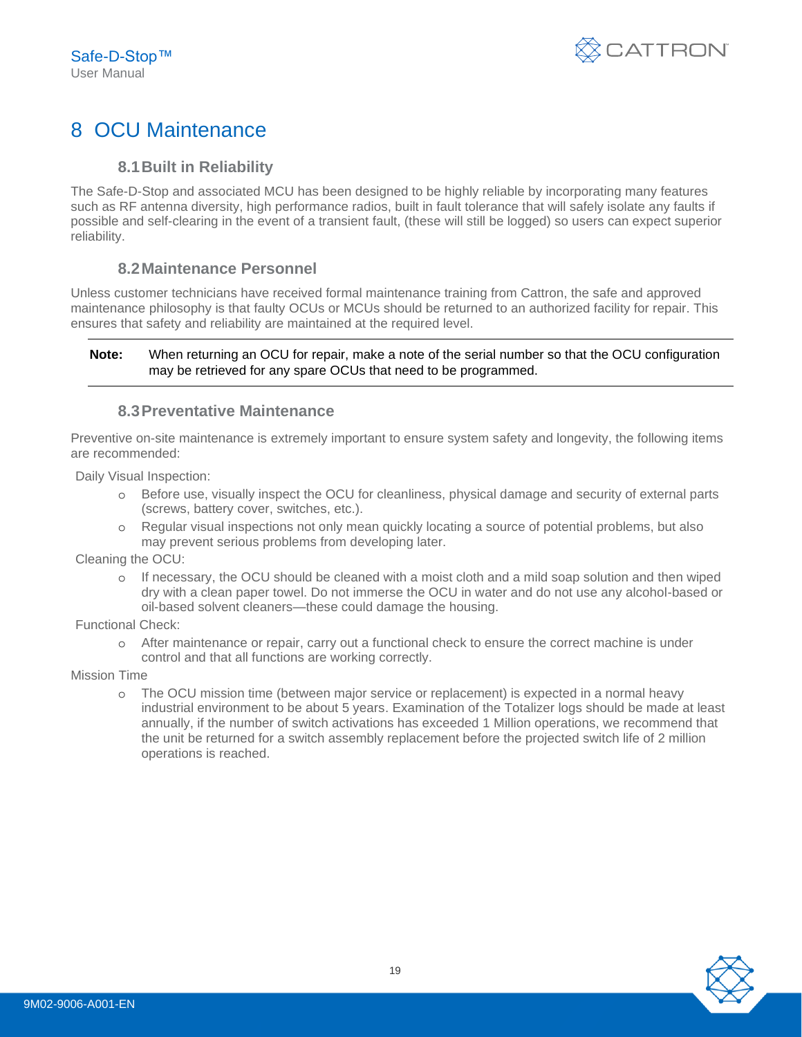# 8 OCU Maintenance

## 8.1 Built in Reliability

The Safe-D-Stop and associated MCU has been designed to be highly reliable by incorporating many features such as RF antenna diversity, high performance radios, built in fault tolerance that will safely isolate any faults if possible and self-clearing in the event of a transient fault, (these will still be logged) so users can expect superior reliability.

## 8.2 Maintenance Personnel

Unless customer technicians have received formal maintenance training from Cattron, the safe and approved maintenance philosophy is that faulty OCUs or MCUs should be returned to an authorized facility for repair. This ensures that safety and reliability are maintained at the required level.

**Note:** When returning an OCU for repair, make a note of the serial number so that the OCU configuration may be retrieved for any spare OCUs that need to be programmed.

## 8.3 Preventative Maintenance

Preventive on-site maintenance is extremely important to ensure system safety and longevity, the following items are recommended:

Daily Visual Inspection:

- Before use, visually inspect the OCU for cleanliness, physical damage and security of external parts (screws, battery cover, switches, etc.).
- Regular visual inspections not only mean quickly locating a source of potential problems, but also may prevent serious problems from developing later.

Cleaning the OCU:

- If necessary, the OCU should be cleaned with a moist cloth and a mild soap solution and then wiped dry with a clean paper towel. Do not immerse the OCU in water and do not use any alcohol-based or oil-based solvent cleaners—these could damage the housing.

Functional Check:

- After maintenance or repair, carry out a functional check to ensure the correct machine is under control and that all functions are working correctly.

Mission Time

- The OCU mission time (between major service or replacement) is expected in a normal heavy industrial environment to be about 5 years. Examination of the Totalizer logs should be made at least annually, if the number of switch activations has exceeded 1 Million operations, we recommend that the unit be returned for a switch assembly replacement before the projected switch life of 2 million operations is reached.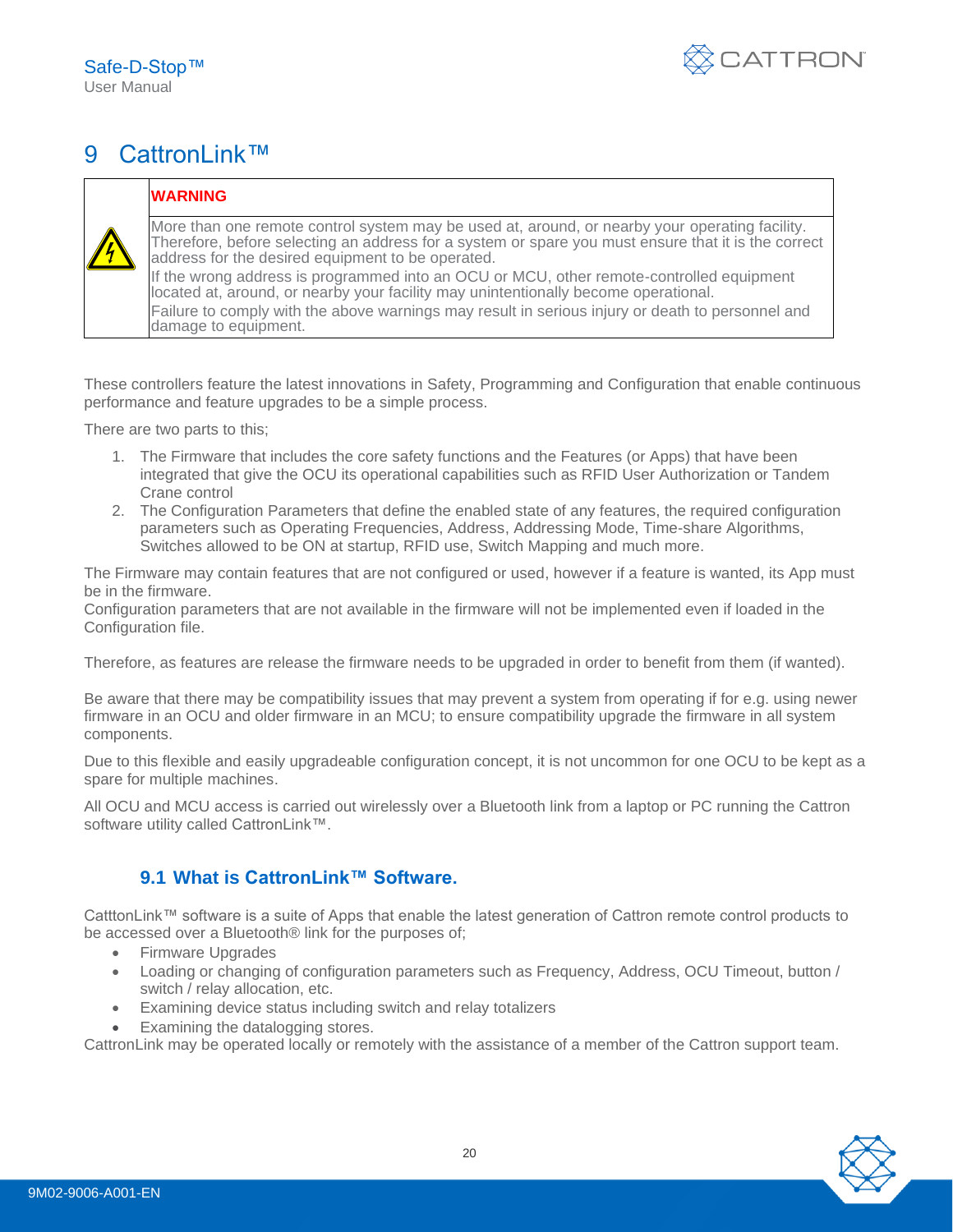# 9 CattronLink™

| | WARNING |
|---|---|
| | More than one remote control system may be used at, around, or nearby your operating facility. Therefore, before selecting an address for a system or spare you must ensure that it is the correct address for the desired equipment to be operated.<br>If the wrong address is programmed into an OCU or MCU, other remote-controlled equipment located at, around, or nearby your facility may unintentionally become operational.<br>Failure to comply with the above warnings may result in serious injury or death to personnel and damage to equipment. |

These controllers feature the latest innovations in Safety, Programming and Configuration that enable continuous performance and feature upgrades to be a simple process.

There are two parts to this;

1. The Firmware that includes the core safety functions and the Features (or Apps) that have been integrated that give the OCU its operational capabilities such as RFID User Authorization or Tandem Crane control
2. The Configuration Parameters that define the enabled state of any features, the required configuration parameters such as Operating Frequencies, Address, Addressing Mode, Time-share Algorithms, Switches allowed to be ON at startup, RFID use, Switch Mapping and much more.

The Firmware may contain features that are not configured or used, however if a feature is wanted, its App must be in the firmware.
Configuration parameters that are not available in the firmware will not be implemented even if loaded in the Configuration file.

Therefore, as features are release the firmware needs to be upgraded in order to benefit from them (if wanted).

Be aware that there may be compatibility issues that may prevent a system from operating if for e.g. using newer firmware in an OCU and older firmware in an MCU; to ensure compatibility upgrade the firmware in all system components.

Due to this flexible and easily upgradeable configuration concept, it is not uncommon for one OCU to be kept as a spare for multiple machines.

All OCU and MCU access is carried out wirelessly over a Bluetooth link from a laptop or PC running the Cattron software utility called CattronLink™.

## 9.1 What is CattronLink™ Software.

CatttonLink™ software is a suite of Apps that enable the latest generation of Cattron remote control products to be accessed over a Bluetooth® link for the purposes of;

- Firmware Upgrades
- Loading or changing of configuration parameters such as Frequency, Address, OCU Timeout, button / switch / relay allocation, etc.
- Examining device status including switch and relay totalizers
- Examining the datalogging stores.

CattronLink may be operated locally or remotely with the assistance of a member of the Cattron support team.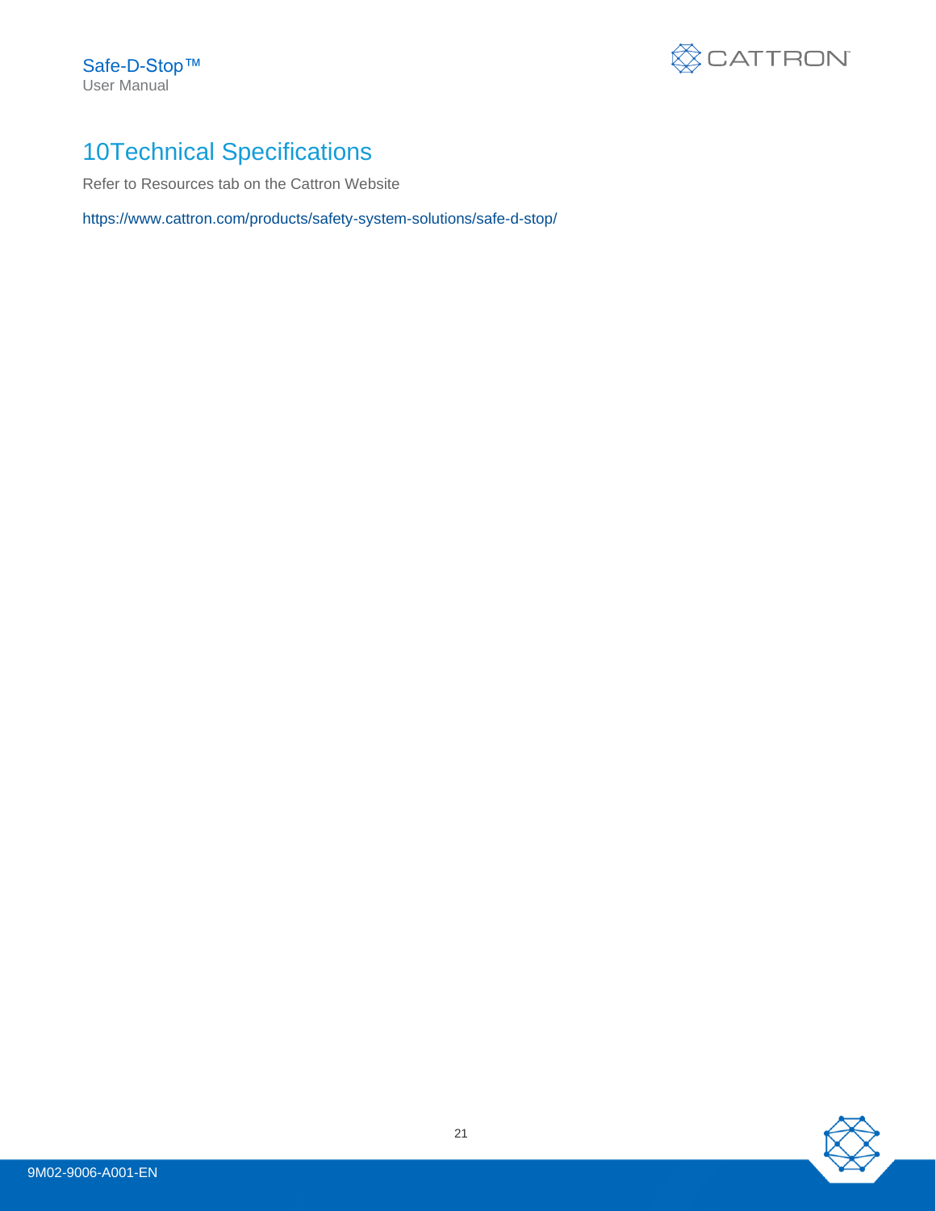# 10 Technical Specifications

Refer to Resources tab on the Cattron Website

https://www.cattron.com/products/safety-system-solutions/safe-d-stop/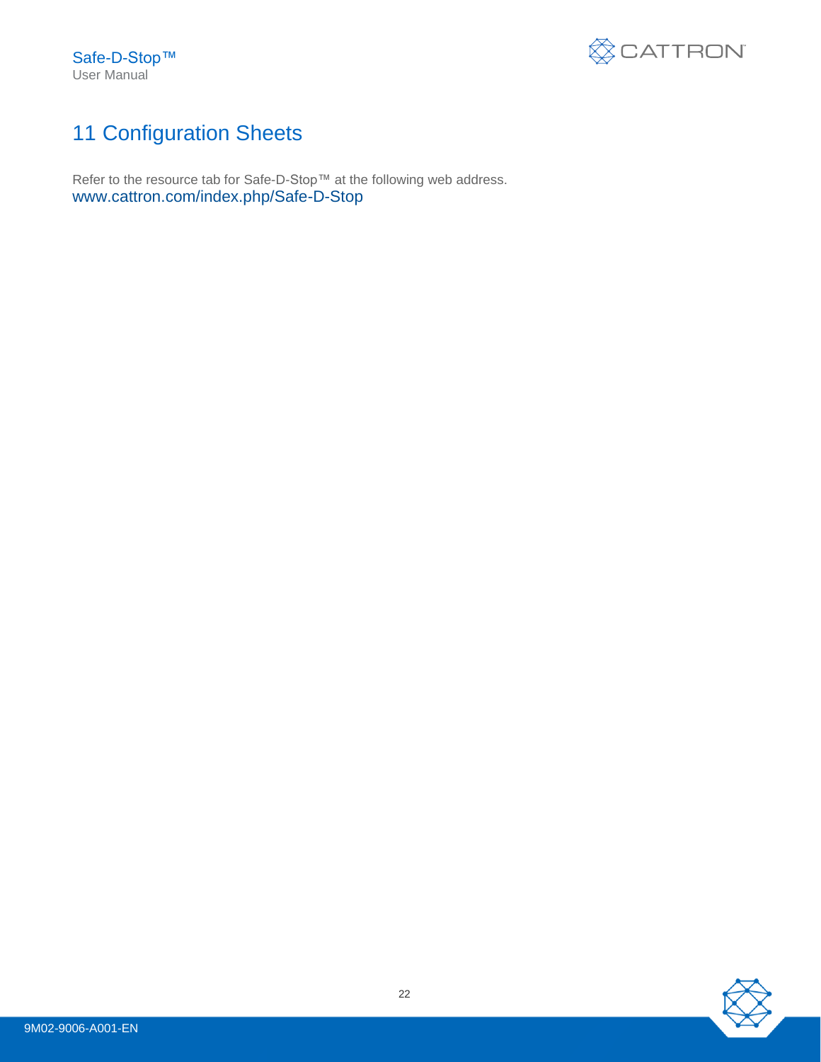# 11 Configuration Sheets

Refer to the resource tab for Safe-D-Stop™ at the following web address.
www.cattron.com/index.php/Safe-D-Stop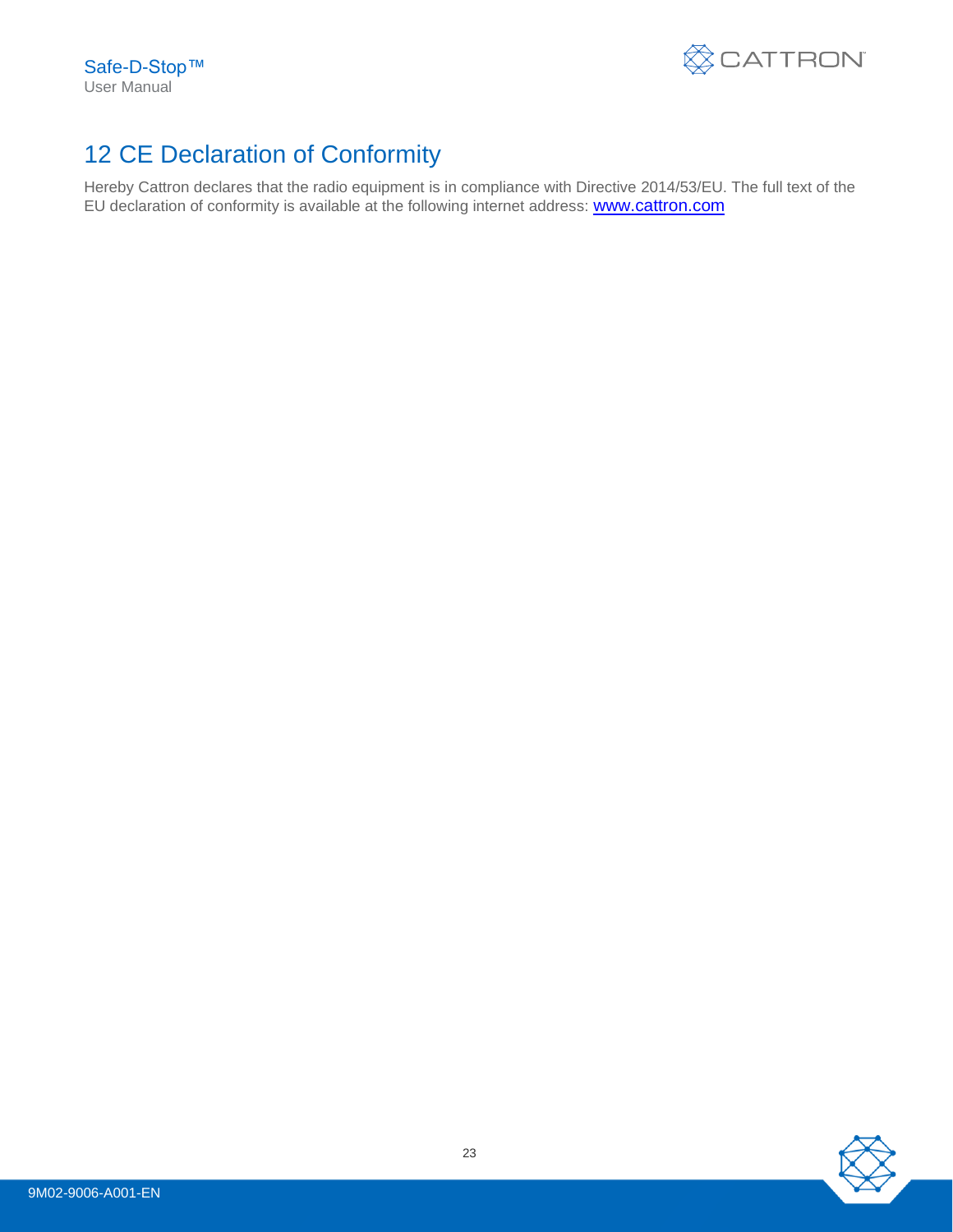# 12 CE Declaration of Conformity

Hereby Cattron declares that the radio equipment is in compliance with Directive 2014/53/EU. The full text of the EU declaration of conformity is available at the following internet address: [www.cattron.com](www.cattron.com)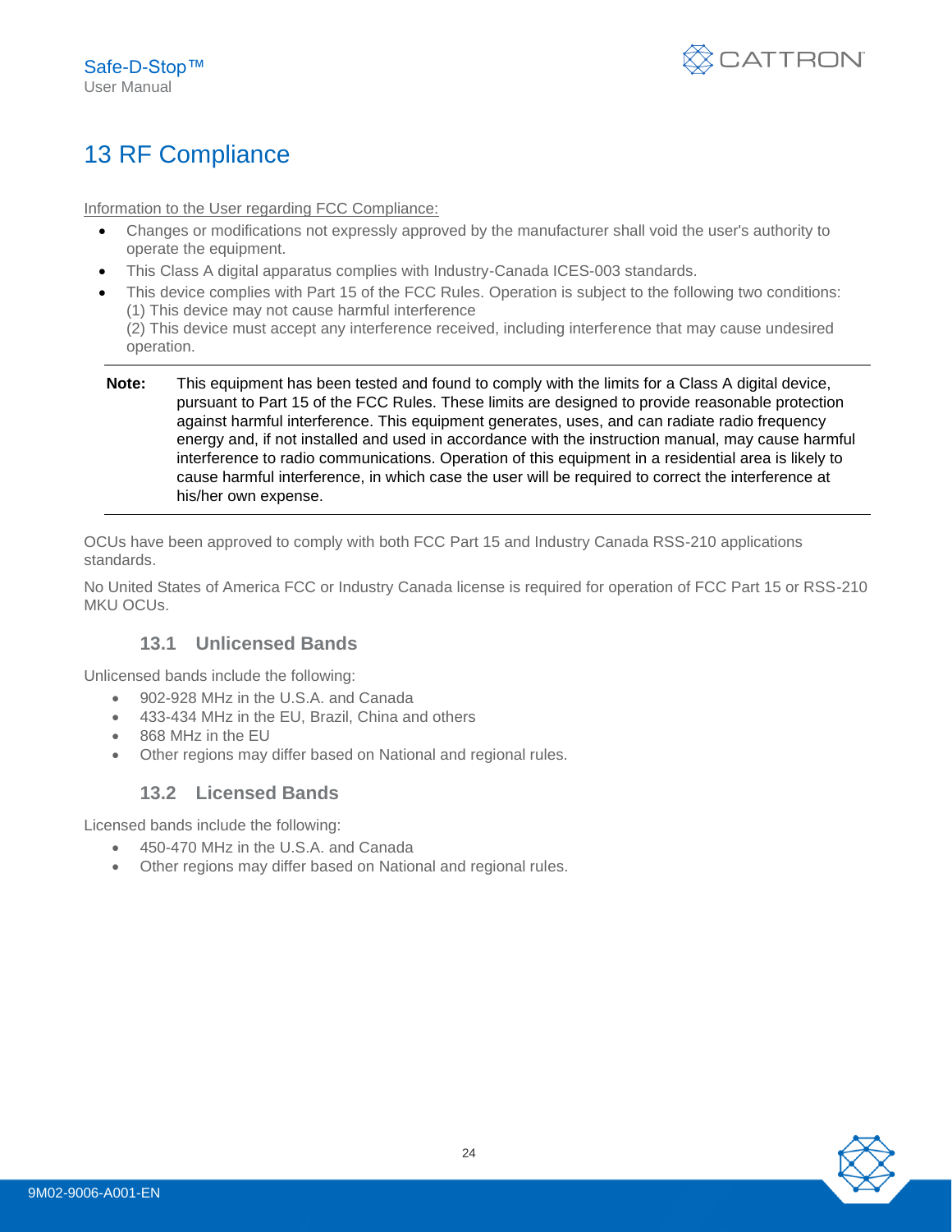# 13 RF Compliance

Information to the User regarding FCC Compliance:

- Changes or modifications not expressly approved by the manufacturer shall void the user's authority to operate the equipment.
- This Class A digital apparatus complies with Industry-Canada ICES-003 standards.
- This device complies with Part 15 of the FCC Rules. Operation is subject to the following two conditions:
  (1) This device may not cause harmful interference
  (2) This device must accept any interference received, including interference that may cause undesired operation.

---

**Note:** This equipment has been tested and found to comply with the limits for a Class A digital device, pursuant to Part 15 of the FCC Rules. These limits are designed to provide reasonable protection against harmful interference. This equipment generates, uses, and can radiate radio frequency energy and, if not installed and used in accordance with the instruction manual, may cause harmful interference to radio communications. Operation of this equipment in a residential area is likely to cause harmful interference, in which case the user will be required to correct the interference at his/her own expense.

---

OCUs have been approved to comply with both FCC Part 15 and Industry Canada RSS-210 applications standards.

No United States of America FCC or Industry Canada license is required for operation of FCC Part 15 or RSS-210 MKU OCUs.

## 13.1 Unlicensed Bands

Unlicensed bands include the following:

- 902-928 MHz in the U.S.A. and Canada
- 433-434 MHz in the EU, Brazil, China and others
- 868 MHz in the EU
- Other regions may differ based on National and regional rules.

## 13.2 Licensed Bands

Licensed bands include the following:

- 450-470 MHz in the U.S.A. and Canada
- Other regions may differ based on National and regional rules.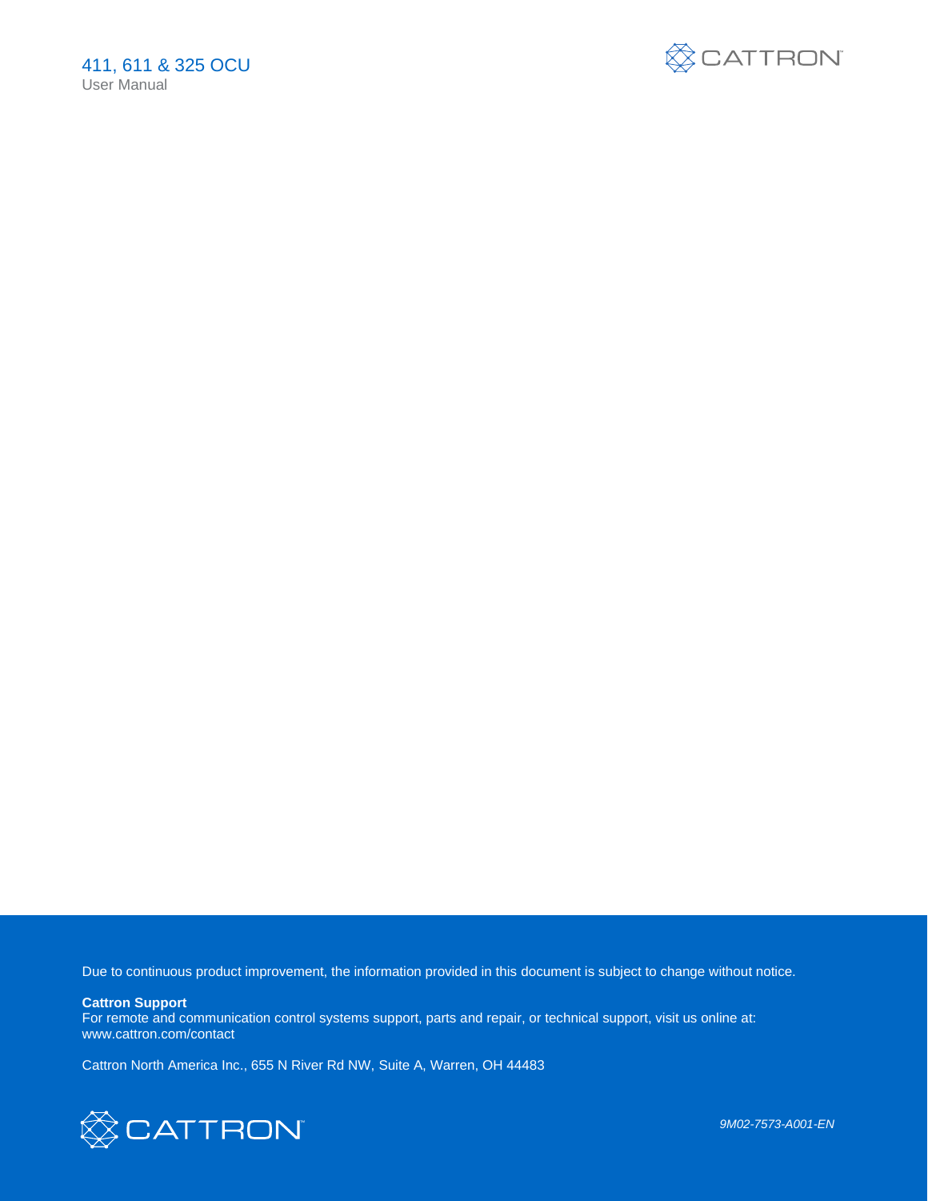Due to continuous product improvement, the information provided in this document is subject to change without notice.

**Cattron Support**
For remote and communication control systems support, parts and repair, or technical support, visit us online at:
www.cattron.com/contact

Cattron North America Inc., 655 N River Rd NW, Suite A, Warren, OH 44483

CATTRON

*9M02-7573-A001-EN*